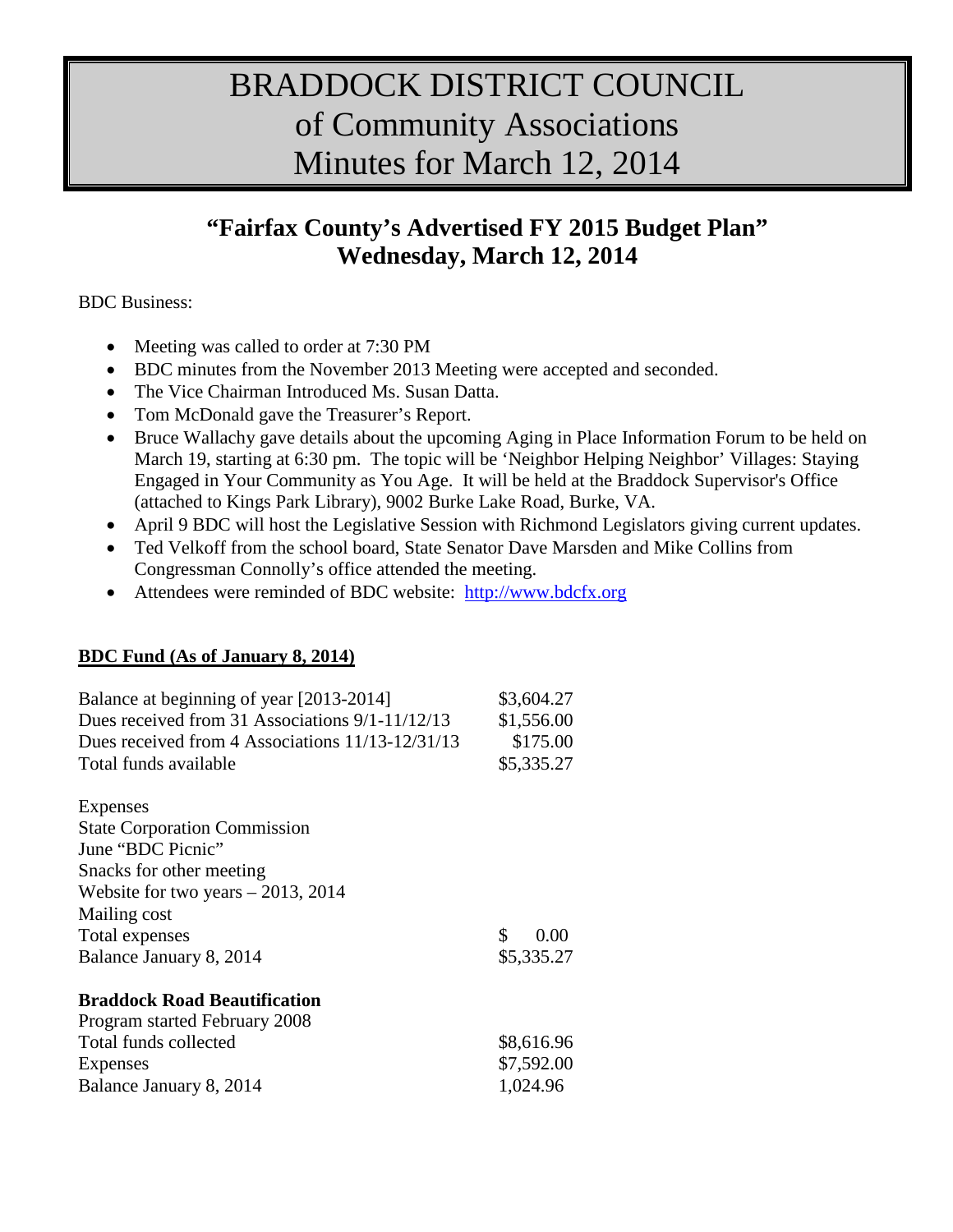# BRADDOCK DISTRICT COUNCIL of Community Associations Minutes for March 12, 2014

## "Fairfax County's Advertised FY 2015 Budget Plan" Wednesday, March 12, 2014

BDC Business:

- Meeting was called to order at 7:30 PM
- BDC minutes from the November 2013 Meeting were accepted and seconded.
- The Vice Chairman Introduced Ms. Susan Datta.
- Tom McDonald gave the Treasurer's Report.
- Bruce Wallachy gave details about the upcoming Aging in Place Information Forum to be held on March 19, starting at 6:30 pm. The topic will be 'Neighbor Helping Neighbor' Villages: Staying Engaged in Your Community as You Age. It will be held at the Braddock Supervisor's Office (attached to Kings Park Library), 9002 Burke Lake Road, Burke, VA.
- April 9 BDC will host the Legislative Session with Richmond Legislators giving current updates.
- Ted Velkoff from the school board, State Senator Dave Marsden and Mike Collins from Congressman Connolly's office attended the meeting.
- Attendees were reminded of BDC website: http://www.bdcfx.org

**BDC Fund (As of January 8, 2014)**

| | |
|---|---|
| Balance at beginning of year [2013-2014] | $3,604.27 |
| Dues received from 31 Associations 9/1-11/12/13 | $1,556.00 |
| Dues received from 4 Associations 11/13-12/31/13 | $175.00 |
| Total funds available | $5,335.27 |
| | |
| Expenses | |
| State Corporation Commission | |
| June "BDC Picnic" | |
| Snacks for other meeting | |
| Website for two years – 2013, 2014 | |
| Mailing cost | |
| Total expenses | $ 0.00 |
| Balance January 8, 2014 | $5,335.27 |

**Braddock Road Beautification**

| | |
|---|---|
| Program started February 2008 | |
| Total funds collected | $8,616.96 |
| Expenses | $7,592.00 |
| Balance January 8, 2014 | 1,024.96 |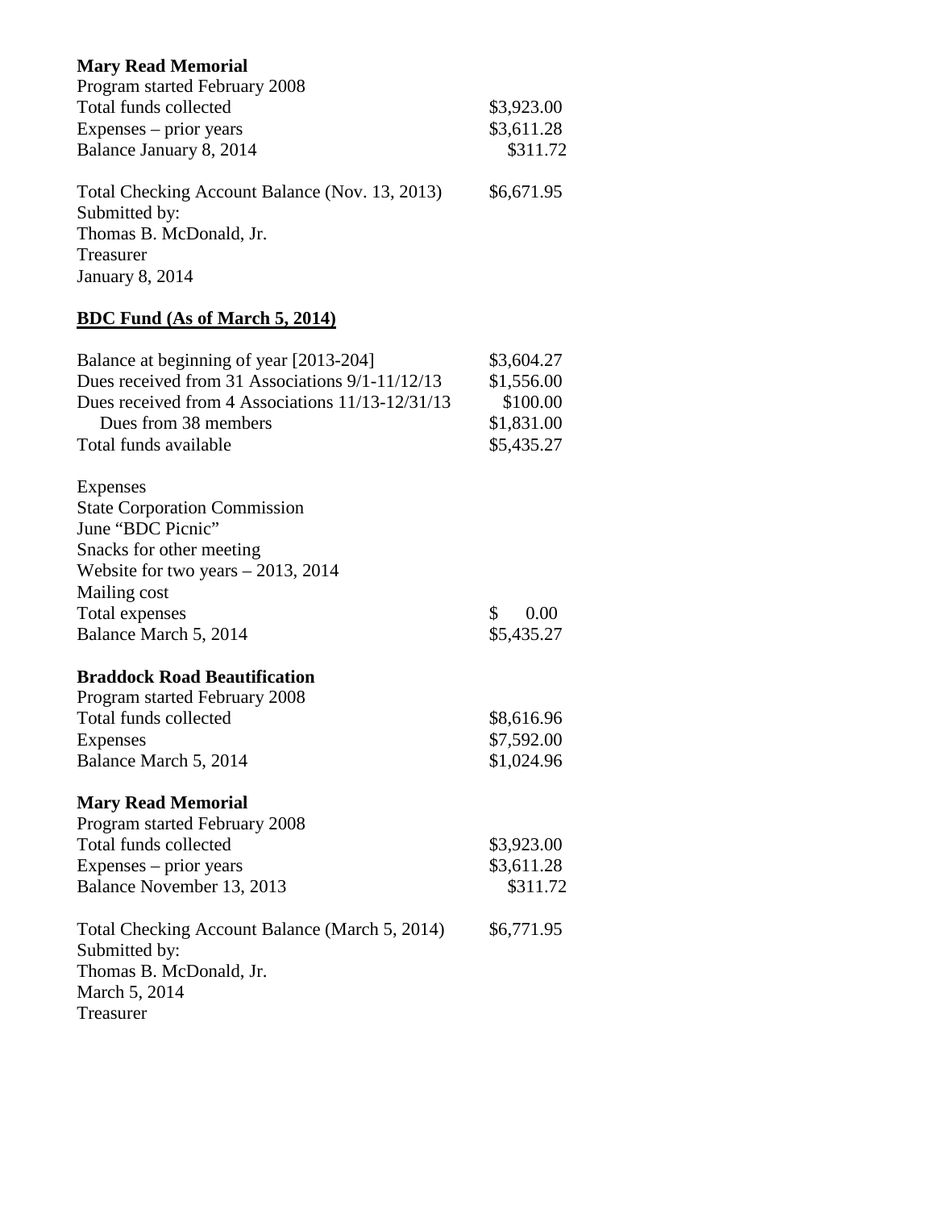**Mary Read Memorial**

Program started February 2008

| | |
|---|---|
| Total funds collected | $3,923.00 |
| Expenses – prior years | $3,611.28 |
| Balance January 8, 2014 | $311.72 |

Total Checking Account Balance (Nov. 13, 2013) $6,671.95

Submitted by:
Thomas B. McDonald, Jr.
Treasurer
January 8, 2014

**BDC Fund (As of March 5, 2014)**

| | |
|---|---|
| Balance at beginning of year [2013-204] | $3,604.27 |
| Dues received from 31 Associations 9/1-11/12/13 | $1,556.00 |
| Dues received from 4 Associations 11/13-12/31/13 | $100.00 |
| Dues from 38 members | $1,831.00 |
| Total funds available | $5,435.27 |

Expenses

| | |
|---|---|
| State Corporation Commission | |
| June "BDC Picnic" | |
| Snacks for other meeting | |
| Website for two years – 2013, 2014 | |
| Mailing cost | |
| Total expenses | $ 0.00 |
| Balance March 5, 2014 | $5,435.27 |

**Braddock Road Beautification**

Program started February 2008

| | |
|---|---|
| Total funds collected | $8,616.96 |
| Expenses | $7,592.00 |
| Balance March 5, 2014 | $1,024.96 |

**Mary Read Memorial**

Program started February 2008

| | |
|---|---|
| Total funds collected | $3,923.00 |
| Expenses – prior years | $3,611.28 |
| Balance November 13, 2013 | $311.72 |

Total Checking Account Balance (March 5, 2014) $6,771.95

Submitted by:
Thomas B. McDonald, Jr.
March 5, 2014
Treasurer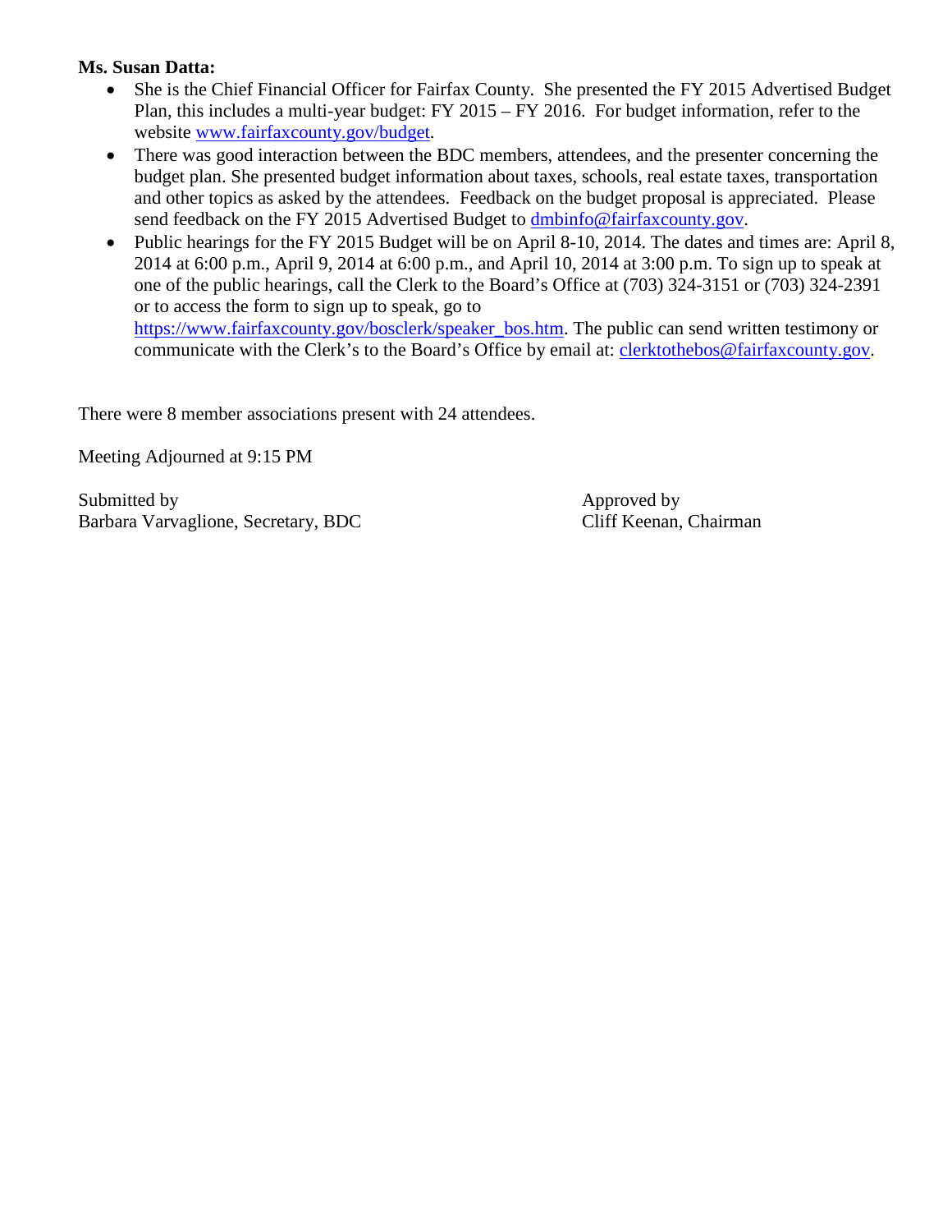**Ms. Susan Datta:**

- She is the Chief Financial Officer for Fairfax County. She presented the FY 2015 Advertised Budget Plan, this includes a multi-year budget: FY 2015 – FY 2016. For budget information, refer to the website www.fairfaxcounty.gov/budget.
- There was good interaction between the BDC members, attendees, and the presenter concerning the budget plan. She presented budget information about taxes, schools, real estate taxes, transportation and other topics as asked by the attendees. Feedback on the budget proposal is appreciated. Please send feedback on the FY 2015 Advertised Budget to dmbinfo@fairfaxcounty.gov.
- Public hearings for the FY 2015 Budget will be on April 8-10, 2014. The dates and times are: April 8, 2014 at 6:00 p.m., April 9, 2014 at 6:00 p.m., and April 10, 2014 at 3:00 p.m. To sign up to speak at one of the public hearings, call the Clerk to the Board's Office at (703) 324-3151 or (703) 324-2391 or to access the form to sign up to speak, go to https://www.fairfaxcounty.gov/bosclerk/speaker_bos.htm. The public can send written testimony or communicate with the Clerk's to the Board's Office by email at: clerktothebos@fairfaxcounty.gov.

There were 8 member associations present with 24 attendees.

Meeting Adjourned at 9:15 PM

Submitted by
Barbara Varvaglione, Secretary, BDC

Approved by
Cliff Keenan, Chairman